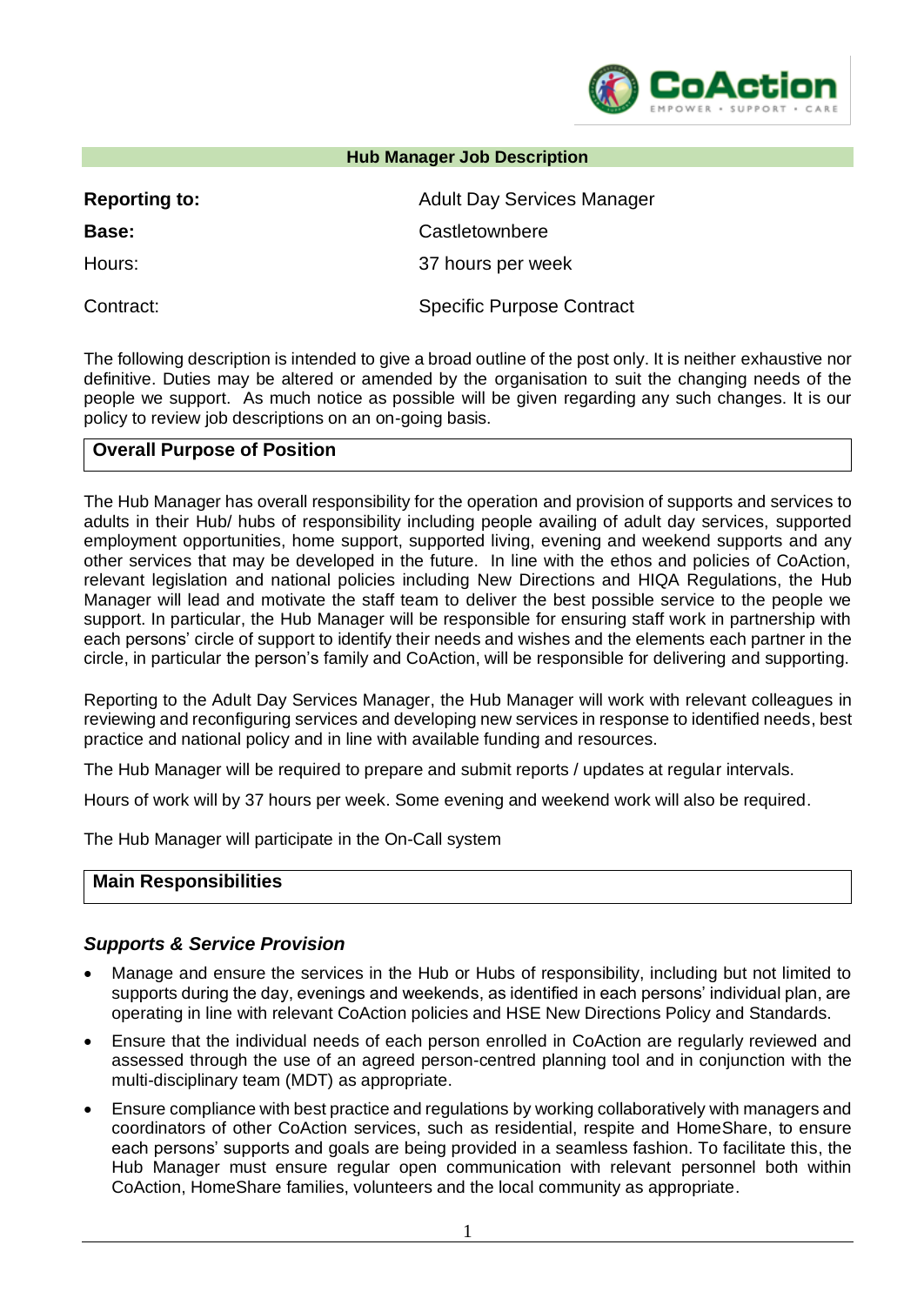# Hub Manager Job Description

| | |
|---|---|
| **Reporting to:** | Adult Day Services Manager |
| **Base:** | Castletownbere |
| Hours: | 37 hours per week |
| Contract: | Specific Purpose Contract |

The following description is intended to give a broad outline of the post only. It is neither exhaustive nor definitive. Duties may be altered or amended by the organisation to suit the changing needs of the people we support. As much notice as possible will be given regarding any such changes. It is our policy to review job descriptions on an on-going basis.

## Overall Purpose of Position

The Hub Manager has overall responsibility for the operation and provision of supports and services to adults in their Hub/ hubs of responsibility including people availing of adult day services, supported employment opportunities, home support, supported living, evening and weekend supports and any other services that may be developed in the future. In line with the ethos and policies of CoAction, relevant legislation and national policies including New Directions and HIQA Regulations, the Hub Manager will lead and motivate the staff team to deliver the best possible service to the people we support. In particular, the Hub Manager will be responsible for ensuring staff work in partnership with each persons' circle of support to identify their needs and wishes and the elements each partner in the circle, in particular the person's family and CoAction, will be responsible for delivering and supporting.

Reporting to the Adult Day Services Manager, the Hub Manager will work with relevant colleagues in reviewing and reconfiguring services and developing new services in response to identified needs, best practice and national policy and in line with available funding and resources.

The Hub Manager will be required to prepare and submit reports / updates at regular intervals.

Hours of work will by 37 hours per week. Some evening and weekend work will also be required.

The Hub Manager will participate in the On-Call system

## Main Responsibilities

### *Supports & Service Provision*

- Manage and ensure the services in the Hub or Hubs of responsibility, including but not limited to supports during the day, evenings and weekends, as identified in each persons' individual plan, are operating in line with relevant CoAction policies and HSE New Directions Policy and Standards.
- Ensure that the individual needs of each person enrolled in CoAction are regularly reviewed and assessed through the use of an agreed person-centred planning tool and in conjunction with the multi-disciplinary team (MDT) as appropriate.
- Ensure compliance with best practice and regulations by working collaboratively with managers and coordinators of other CoAction services, such as residential, respite and HomeShare, to ensure each persons' supports and goals are being provided in a seamless fashion. To facilitate this, the Hub Manager must ensure regular open communication with relevant personnel both within CoAction, HomeShare families, volunteers and the local community as appropriate.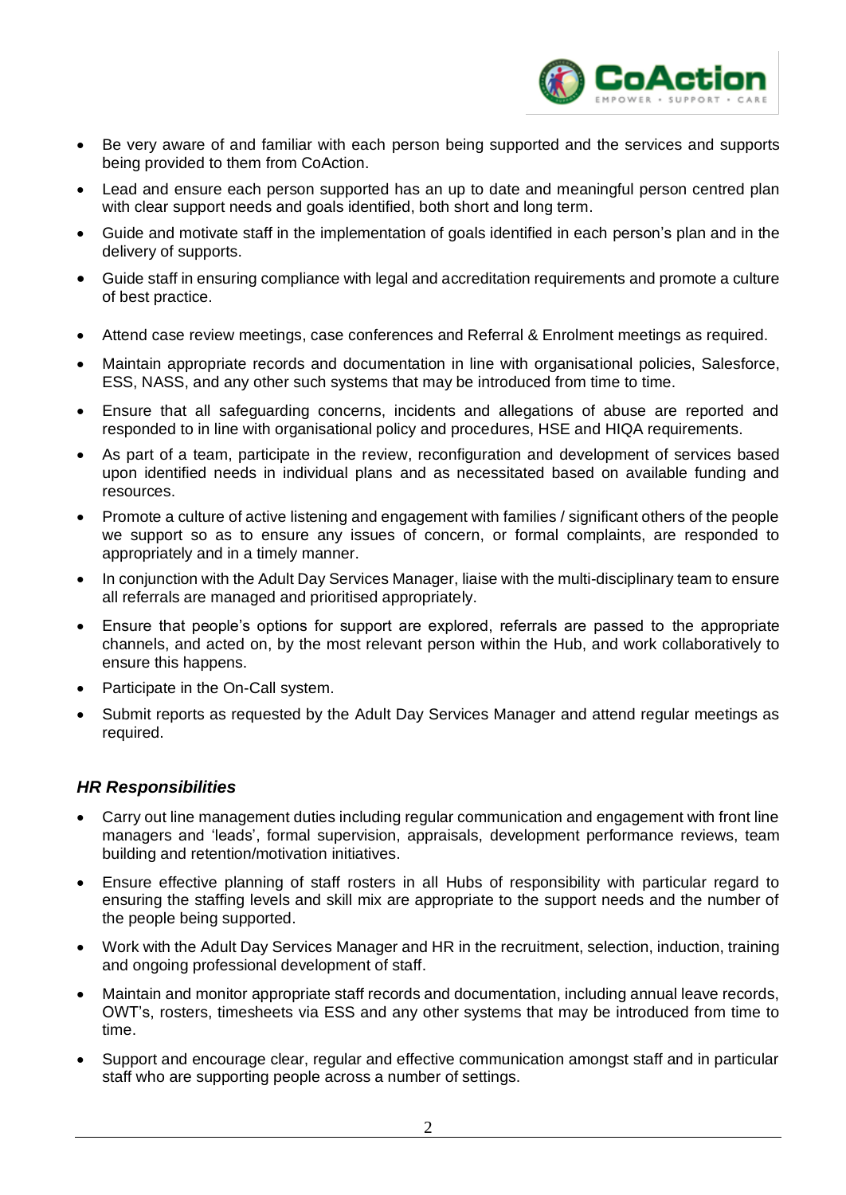- Be very aware of and familiar with each person being supported and the services and supports being provided to them from CoAction.
- Lead and ensure each person supported has an up to date and meaningful person centred plan with clear support needs and goals identified, both short and long term.
- Guide and motivate staff in the implementation of goals identified in each person's plan and in the delivery of supports.
- Guide staff in ensuring compliance with legal and accreditation requirements and promote a culture of best practice.
- Attend case review meetings, case conferences and Referral & Enrolment meetings as required.
- Maintain appropriate records and documentation in line with organisational policies, Salesforce, ESS, NASS, and any other such systems that may be introduced from time to time.
- Ensure that all safeguarding concerns, incidents and allegations of abuse are reported and responded to in line with organisational policy and procedures, HSE and HIQA requirements.
- As part of a team, participate in the review, reconfiguration and development of services based upon identified needs in individual plans and as necessitated based on available funding and resources.
- Promote a culture of active listening and engagement with families / significant others of the people we support so as to ensure any issues of concern, or formal complaints, are responded to appropriately and in a timely manner.
- In conjunction with the Adult Day Services Manager, liaise with the multi-disciplinary team to ensure all referrals are managed and prioritised appropriately.
- Ensure that people's options for support are explored, referrals are passed to the appropriate channels, and acted on, by the most relevant person within the Hub, and work collaboratively to ensure this happens.
- Participate in the On-Call system.
- Submit reports as requested by the Adult Day Services Manager and attend regular meetings as required.

### *HR Responsibilities*

- Carry out line management duties including regular communication and engagement with front line managers and 'leads', formal supervision, appraisals, development performance reviews, team building and retention/motivation initiatives.
- Ensure effective planning of staff rosters in all Hubs of responsibility with particular regard to ensuring the staffing levels and skill mix are appropriate to the support needs and the number of the people being supported.
- Work with the Adult Day Services Manager and HR in the recruitment, selection, induction, training and ongoing professional development of staff.
- Maintain and monitor appropriate staff records and documentation, including annual leave records, OWT's, rosters, timesheets via ESS and any other systems that may be introduced from time to time.
- Support and encourage clear, regular and effective communication amongst staff and in particular staff who are supporting people across a number of settings.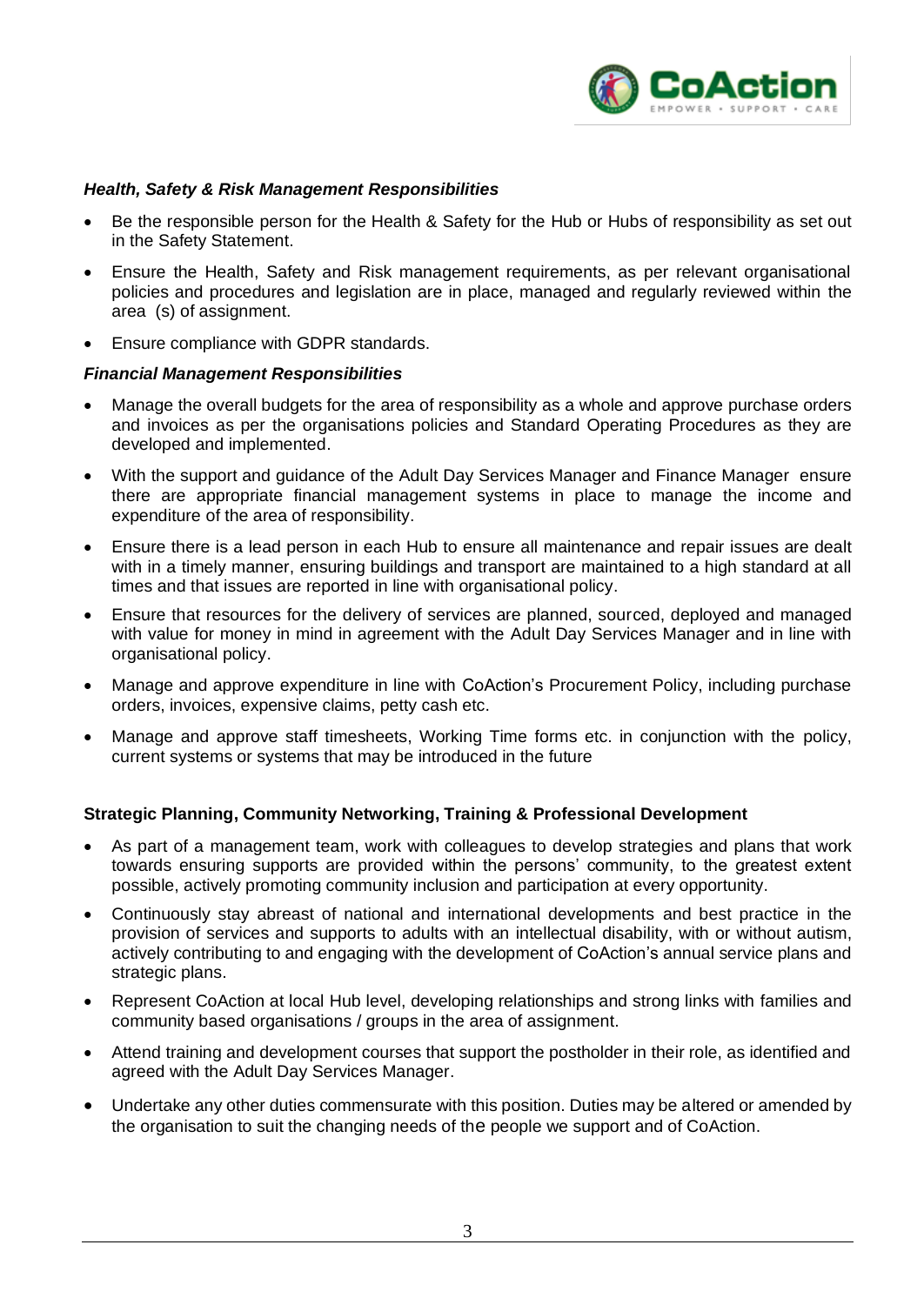***Health, Safety & Risk Management Responsibilities***

- Be the responsible person for the Health & Safety for the Hub or Hubs of responsibility as set out in the Safety Statement.
- Ensure the Health, Safety and Risk management requirements, as per relevant organisational policies and procedures and legislation are in place, managed and regularly reviewed within the area (s) of assignment.
- Ensure compliance with GDPR standards.

***Financial Management Responsibilities***

- Manage the overall budgets for the area of responsibility as a whole and approve purchase orders and invoices as per the organisations policies and Standard Operating Procedures as they are developed and implemented.
- With the support and guidance of the Adult Day Services Manager and Finance Manager ensure there are appropriate financial management systems in place to manage the income and expenditure of the area of responsibility.
- Ensure there is a lead person in each Hub to ensure all maintenance and repair issues are dealt with in a timely manner, ensuring buildings and transport are maintained to a high standard at all times and that issues are reported in line with organisational policy.
- Ensure that resources for the delivery of services are planned, sourced, deployed and managed with value for money in mind in agreement with the Adult Day Services Manager and in line with organisational policy.
- Manage and approve expenditure in line with CoAction's Procurement Policy, including purchase orders, invoices, expensive claims, petty cash etc.
- Manage and approve staff timesheets, Working Time forms etc. in conjunction with the policy, current systems or systems that may be introduced in the future

**Strategic Planning, Community Networking, Training & Professional Development**

- As part of a management team, work with colleagues to develop strategies and plans that work towards ensuring supports are provided within the persons' community, to the greatest extent possible, actively promoting community inclusion and participation at every opportunity.
- Continuously stay abreast of national and international developments and best practice in the provision of services and supports to adults with an intellectual disability, with or without autism, actively contributing to and engaging with the development of CoAction's annual service plans and strategic plans.
- Represent CoAction at local Hub level, developing relationships and strong links with families and community based organisations / groups in the area of assignment.
- Attend training and development courses that support the postholder in their role, as identified and agreed with the Adult Day Services Manager.
- Undertake any other duties commensurate with this position. Duties may be altered or amended by the organisation to suit the changing needs of the people we support and of CoAction.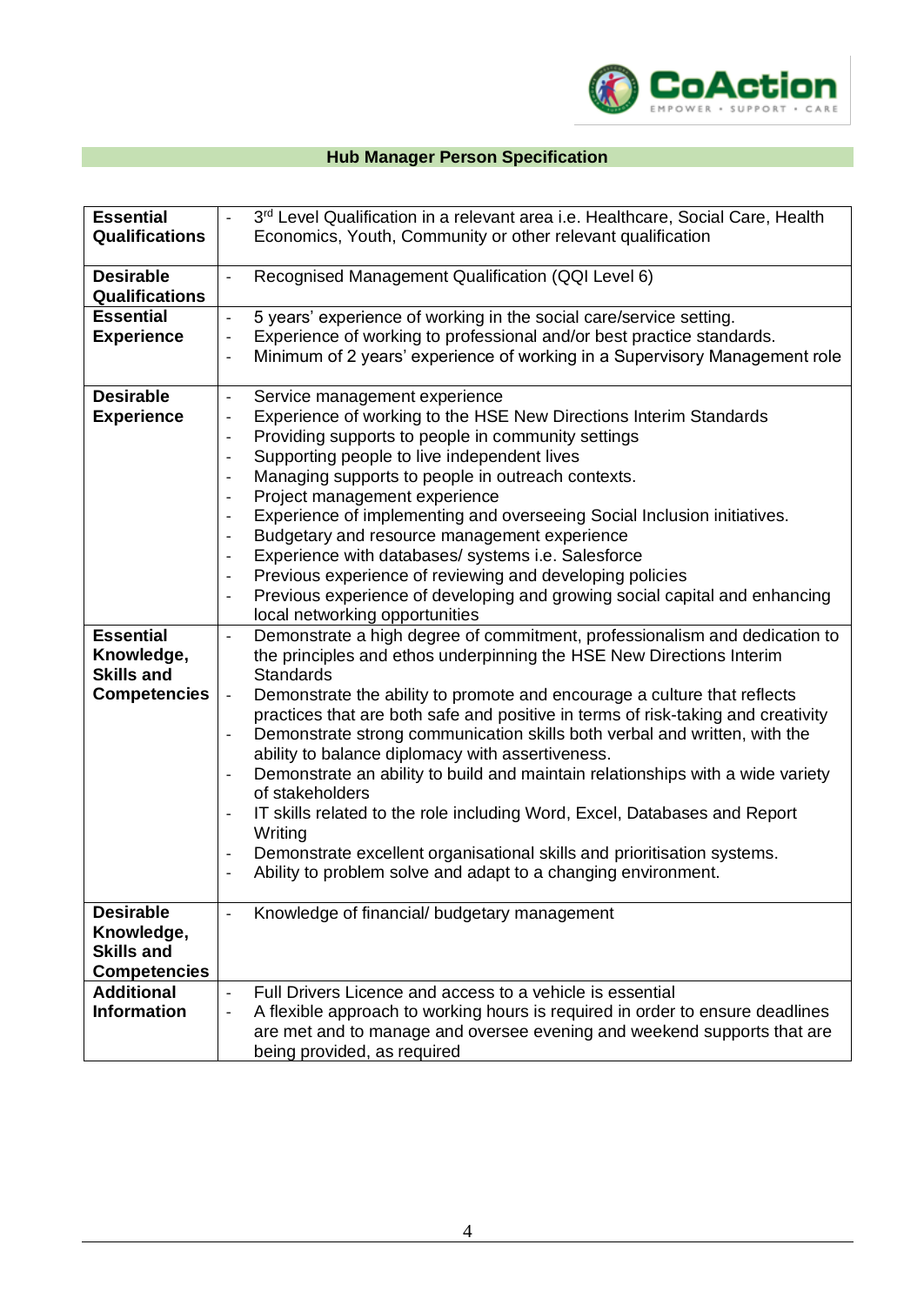## Hub Manager Person Specification

| | |
|---|---|
| **Essential Qualifications** | - 3rd Level Qualification in a relevant area i.e. Healthcare, Social Care, Health Economics, Youth, Community or other relevant qualification |
| **Desirable Qualifications** | - Recognised Management Qualification (QQI Level 6) |
| **Essential Experience** | - 5 years' experience of working in the social care/service setting.<br>- Experience of working to professional and/or best practice standards.<br>- Minimum of 2 years' experience of working in a Supervisory Management role |
| **Desirable Experience** | - Service management experience<br>- Experience of working to the HSE New Directions Interim Standards<br>- Providing supports to people in community settings<br>- Supporting people to live independent lives<br>- Managing supports to people in outreach contexts.<br>- Project management experience<br>- Experience of implementing and overseeing Social Inclusion initiatives.<br>- Budgetary and resource management experience<br>- Experience with databases/ systems i.e. Salesforce<br>- Previous experience of reviewing and developing policies<br>- Previous experience of developing and growing social capital and enhancing local networking opportunities |
| **Essential Knowledge, Skills and Competencies** | - Demonstrate a high degree of commitment, professionalism and dedication to the principles and ethos underpinning the HSE New Directions Interim Standards<br>- Demonstrate the ability to promote and encourage a culture that reflects practices that are both safe and positive in terms of risk-taking and creativity<br>- Demonstrate strong communication skills both verbal and written, with the ability to balance diplomacy with assertiveness.<br>- Demonstrate an ability to build and maintain relationships with a wide variety of stakeholders<br>- IT skills related to the role including Word, Excel, Databases and Report Writing<br>- Demonstrate excellent organisational skills and prioritisation systems.<br>- Ability to problem solve and adapt to a changing environment. |
| **Desirable Knowledge, Skills and Competencies** | - Knowledge of financial/ budgetary management |
| **Additional Information** | - Full Drivers Licence and access to a vehicle is essential<br>- A flexible approach to working hours is required in order to ensure deadlines are met and to manage and oversee evening and weekend supports that are being provided, as required |